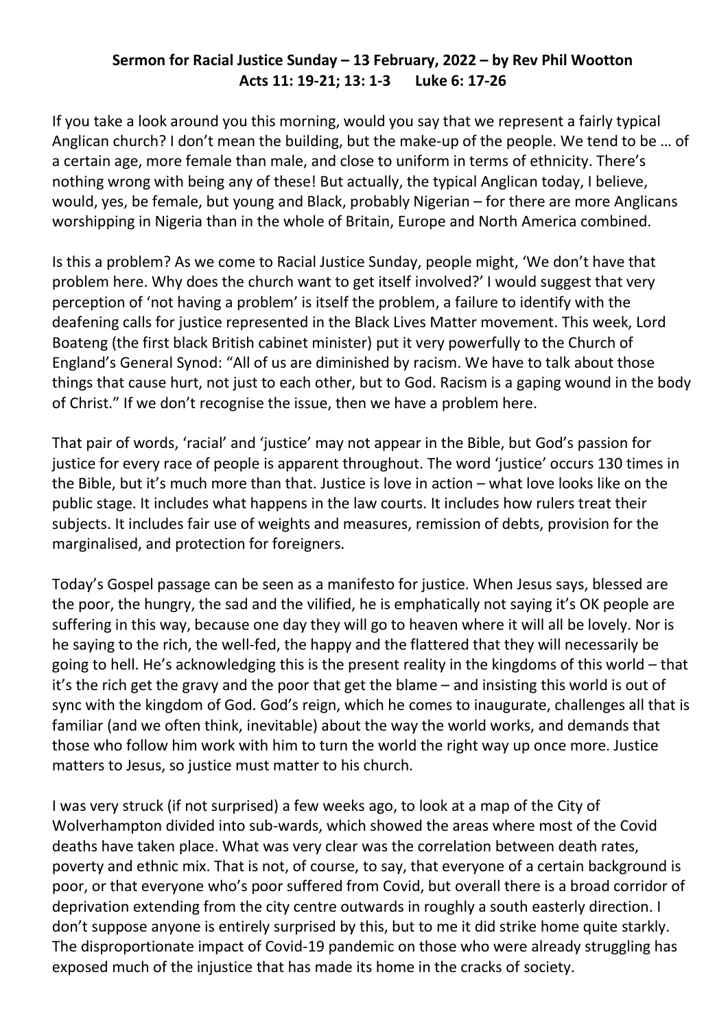**Sermon for Racial Justice Sunday – 13 February, 2022 – by Rev Phil Wootton**
**Acts 11: 19-21; 13: 1-3 Luke 6: 17-26**

If you take a look around you this morning, would you say that we represent a fairly typical Anglican church? I don't mean the building, but the make-up of the people. We tend to be … of a certain age, more female than male, and close to uniform in terms of ethnicity. There's nothing wrong with being any of these! But actually, the typical Anglican today, I believe, would, yes, be female, but young and Black, probably Nigerian – for there are more Anglicans worshipping in Nigeria than in the whole of Britain, Europe and North America combined.

Is this a problem? As we come to Racial Justice Sunday, people might, 'We don't have that problem here. Why does the church want to get itself involved?' I would suggest that very perception of 'not having a problem' is itself the problem, a failure to identify with the deafening calls for justice represented in the Black Lives Matter movement. This week, Lord Boateng (the first black British cabinet minister) put it very powerfully to the Church of England's General Synod: "All of us are diminished by racism. We have to talk about those things that cause hurt, not just to each other, but to God. Racism is a gaping wound in the body of Christ." If we don't recognise the issue, then we have a problem here.

That pair of words, 'racial' and 'justice' may not appear in the Bible, but God's passion for justice for every race of people is apparent throughout. The word 'justice' occurs 130 times in the Bible, but it's much more than that. Justice is love in action – what love looks like on the public stage. It includes what happens in the law courts. It includes how rulers treat their subjects. It includes fair use of weights and measures, remission of debts, provision for the marginalised, and protection for foreigners.

Today's Gospel passage can be seen as a manifesto for justice. When Jesus says, blessed are the poor, the hungry, the sad and the vilified, he is emphatically not saying it's OK people are suffering in this way, because one day they will go to heaven where it will all be lovely. Nor is he saying to the rich, the well-fed, the happy and the flattered that they will necessarily be going to hell. He's acknowledging this is the present reality in the kingdoms of this world – that it's the rich get the gravy and the poor that get the blame – and insisting this world is out of sync with the kingdom of God. God's reign, which he comes to inaugurate, challenges all that is familiar (and we often think, inevitable) about the way the world works, and demands that those who follow him work with him to turn the world the right way up once more. Justice matters to Jesus, so justice must matter to his church.

I was very struck (if not surprised) a few weeks ago, to look at a map of the City of Wolverhampton divided into sub-wards, which showed the areas where most of the Covid deaths have taken place. What was very clear was the correlation between death rates, poverty and ethnic mix. That is not, of course, to say, that everyone of a certain background is poor, or that everyone who's poor suffered from Covid, but overall there is a broad corridor of deprivation extending from the city centre outwards in roughly a south easterly direction. I don't suppose anyone is entirely surprised by this, but to me it did strike home quite starkly. The disproportionate impact of Covid-19 pandemic on those who were already struggling has exposed much of the injustice that has made its home in the cracks of society.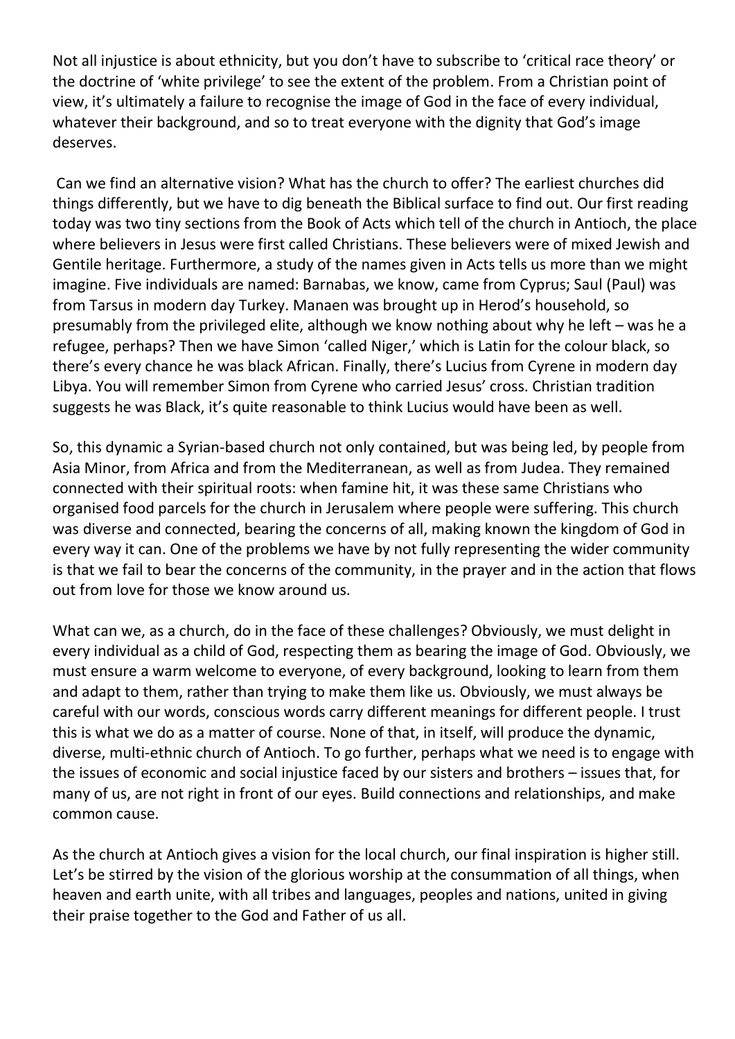Not all injustice is about ethnicity, but you don't have to subscribe to 'critical race theory' or the doctrine of 'white privilege' to see the extent of the problem. From a Christian point of view, it's ultimately a failure to recognise the image of God in the face of every individual, whatever their background, and so to treat everyone with the dignity that God's image deserves.

Can we find an alternative vision? What has the church to offer? The earliest churches did things differently, but we have to dig beneath the Biblical surface to find out. Our first reading today was two tiny sections from the Book of Acts which tell of the church in Antioch, the place where believers in Jesus were first called Christians. These believers were of mixed Jewish and Gentile heritage. Furthermore, a study of the names given in Acts tells us more than we might imagine. Five individuals are named: Barnabas, we know, came from Cyprus; Saul (Paul) was from Tarsus in modern day Turkey. Manaen was brought up in Herod's household, so presumably from the privileged elite, although we know nothing about why he left – was he a refugee, perhaps? Then we have Simon 'called Niger,' which is Latin for the colour black, so there's every chance he was black African. Finally, there's Lucius from Cyrene in modern day Libya. You will remember Simon from Cyrene who carried Jesus' cross. Christian tradition suggests he was Black, it's quite reasonable to think Lucius would have been as well.

So, this dynamic a Syrian-based church not only contained, but was being led, by people from Asia Minor, from Africa and from the Mediterranean, as well as from Judea. They remained connected with their spiritual roots: when famine hit, it was these same Christians who organised food parcels for the church in Jerusalem where people were suffering. This church was diverse and connected, bearing the concerns of all, making known the kingdom of God in every way it can. One of the problems we have by not fully representing the wider community is that we fail to bear the concerns of the community, in the prayer and in the action that flows out from love for those we know around us.

What can we, as a church, do in the face of these challenges? Obviously, we must delight in every individual as a child of God, respecting them as bearing the image of God. Obviously, we must ensure a warm welcome to everyone, of every background, looking to learn from them and adapt to them, rather than trying to make them like us. Obviously, we must always be careful with our words, conscious words carry different meanings for different people. I trust this is what we do as a matter of course. None of that, in itself, will produce the dynamic, diverse, multi-ethnic church of Antioch. To go further, perhaps what we need is to engage with the issues of economic and social injustice faced by our sisters and brothers – issues that, for many of us, are not right in front of our eyes. Build connections and relationships, and make common cause.

As the church at Antioch gives a vision for the local church, our final inspiration is higher still. Let's be stirred by the vision of the glorious worship at the consummation of all things, when heaven and earth unite, with all tribes and languages, peoples and nations, united in giving their praise together to the God and Father of us all.